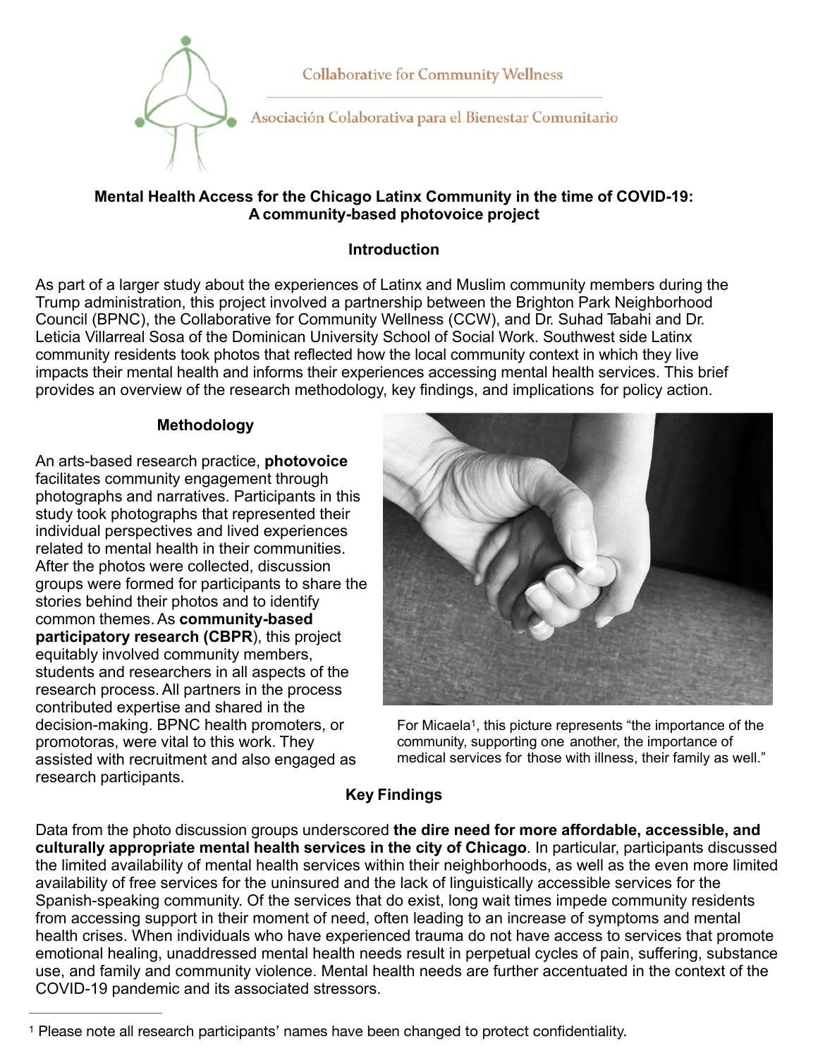Collaborative for Community Wellness

Asociación Colaborativa para el Bienestar Comunitario

# Mental Health Access for the Chicago Latinx Community in the time of COVID-19: A community-based photovoice project

## Introduction

As part of a larger study about the experiences of Latinx and Muslim community members during the Trump administration, this project involved a partnership between the Brighton Park Neighborhood Council (BPNC), the Collaborative for Community Wellness (CCW), and Dr. Suhad Tabahi and Dr. Leticia Villarreal Sosa of the Dominican University School of Social Work. Southwest side Latinx community residents took photos that reflected how the local community context in which they live impacts their mental health and informs their experiences accessing mental health services. This brief provides an overview of the research methodology, key findings, and implications for policy action.

## Methodology

An arts-based research practice, **photovoice** facilitates community engagement through photographs and narratives. Participants in this study took photographs that represented their individual perspectives and lived experiences related to mental health in their communities. After the photos were collected, discussion groups were formed for participants to share the stories behind their photos and to identify common themes. As **community-based participatory research (CBPR**), this project equitably involved community members, students and researchers in all aspects of the research process. All partners in the process contributed expertise and shared in the decision-making. BPNC health promoters, or promotoras, were vital to this work. They assisted with recruitment and also engaged as research participants.

For Micaela[1], this picture represents "the importance of the community, supporting one another, the importance of medical services for those with illness, their family as well."

## Key Findings

Data from the photo discussion groups underscored **the dire need for more affordable, accessible, and culturally appropriate mental health services in the city of Chicago**. In particular, participants discussed the limited availability of mental health services within their neighborhoods, as well as the even more limited availability of free services for the uninsured and the lack of linguistically accessible services for the Spanish-speaking community. Of the services that do exist, long wait times impede community residents from accessing support in their moment of need, often leading to an increase of symptoms and mental health crises. When individuals who have experienced trauma do not have access to services that promote emotional healing, unaddressed mental health needs result in perpetual cycles of pain, suffering, substance use, and family and community violence. Mental health needs are further accentuated in the context of the COVID-19 pandemic and its associated stressors.

[1] Please note all research participants' names have been changed to protect confidentiality.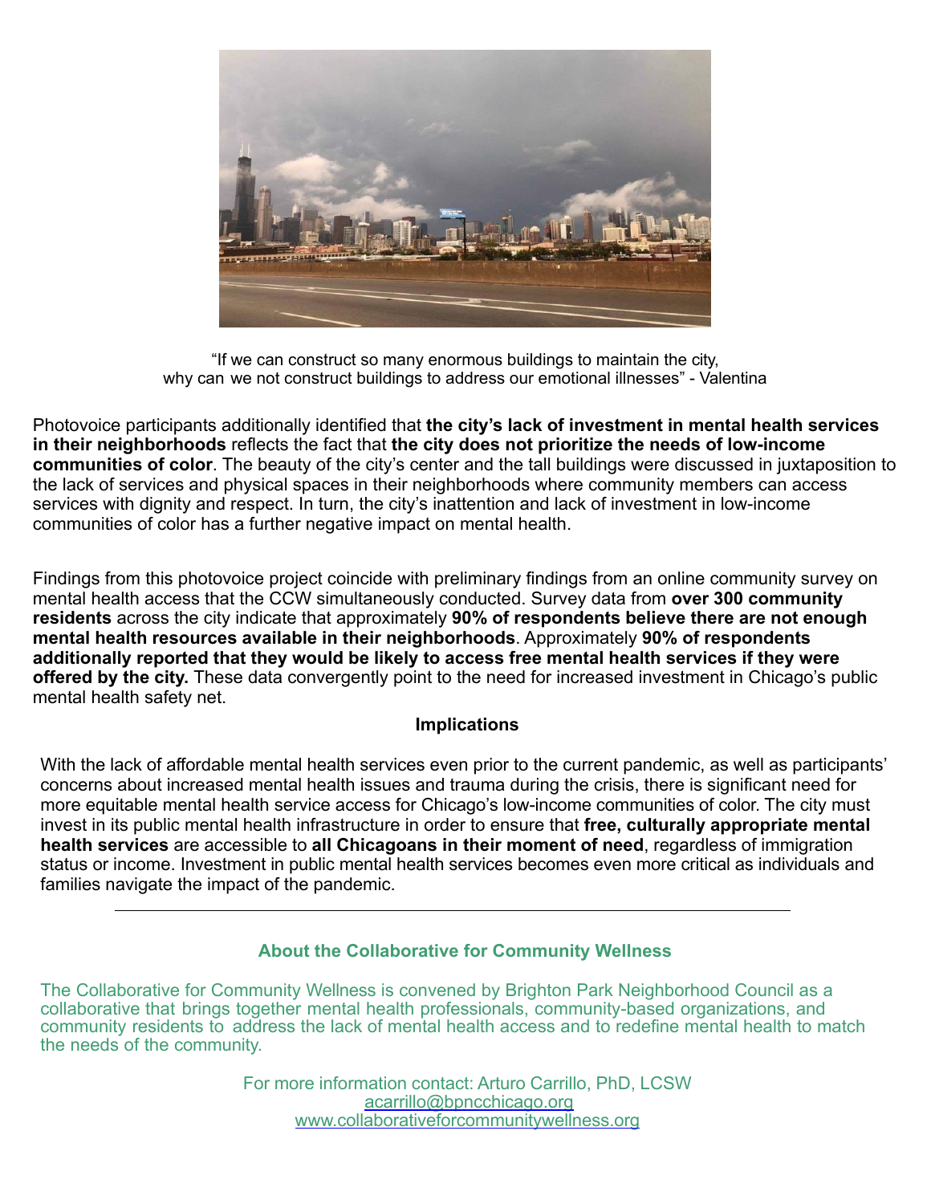"If we can construct so many enormous buildings to maintain the city, why can we not construct buildings to address our emotional illnesses" - Valentina

Photovoice participants additionally identified that **the city's lack of investment in mental health services in their neighborhoods** reflects the fact that **the city does not prioritize the needs of low-income communities of color**. The beauty of the city's center and the tall buildings were discussed in juxtaposition to the lack of services and physical spaces in their neighborhoods where community members can access services with dignity and respect. In turn, the city's inattention and lack of investment in low-income communities of color has a further negative impact on mental health.

Findings from this photovoice project coincide with preliminary findings from an online community survey on mental health access that the CCW simultaneously conducted. Survey data from **over 300 community residents** across the city indicate that approximately **90% of respondents believe there are not enough mental health resources available in their neighborhoods**. Approximately **90% of respondents additionally reported that they would be likely to access free mental health services if they were offered by the city.** These data convergently point to the need for increased investment in Chicago's public mental health safety net.

## Implications

With the lack of affordable mental health services even prior to the current pandemic, as well as participants' concerns about increased mental health issues and trauma during the crisis, there is significant need for more equitable mental health service access for Chicago's low-income communities of color. The city must invest in its public mental health infrastructure in order to ensure that **free, culturally appropriate mental health services** are accessible to **all Chicagoans in their moment of need**, regardless of immigration status or income. Investment in public mental health services becomes even more critical as individuals and families navigate the impact of the pandemic.

---

### About the Collaborative for Community Wellness

The Collaborative for Community Wellness is convened by Brighton Park Neighborhood Council as a collaborative that brings together mental health professionals, community-based organizations, and community residents to address the lack of mental health access and to redefine mental health to match the needs of the community.

For more information contact: Arturo Carrillo, PhD, LCSW
acarrillo@bpncchicago.org
www.collaborativeforcommunitywellness.org